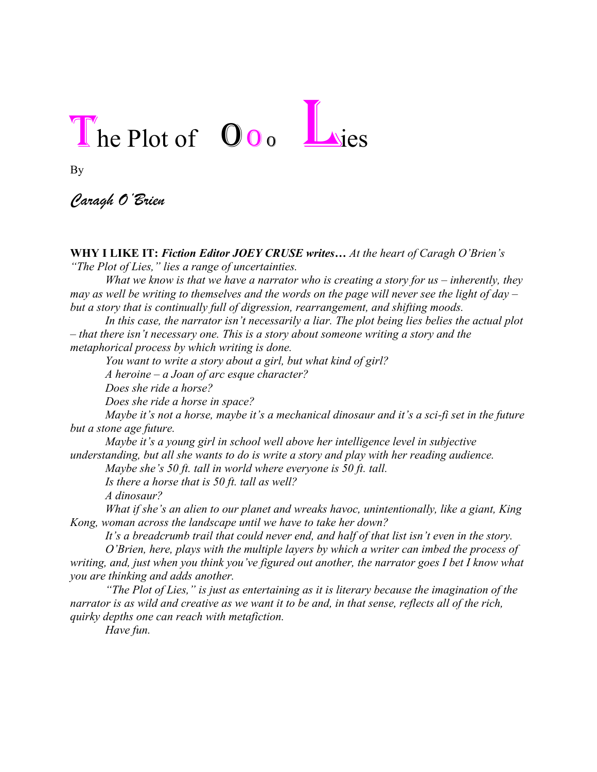# The Plot of O o o Lies

By

*Caragh O'Brien*

**WHY I LIKE IT:** ***Fiction Editor JOEY CRUSE writes…*** *At the heart of Caragh O'Brien's "The Plot of Lies," lies a range of uncertainties.*

*What we know is that we have a narrator who is creating a story for us – inherently, they may as well be writing to themselves and the words on the page will never see the light of day – but a story that is continually full of digression, rearrangement, and shifting moods.*

*In this case, the narrator isn't necessarily a liar. The plot being lies belies the actual plot – that there isn't necessary one. This is a story about someone writing a story and the metaphorical process by which writing is done.*

*You want to write a story about a girl, but what kind of girl?*

*A heroine – a Joan of arc esque character?*

*Does she ride a horse?*

*Does she ride a horse in space?*

*Maybe it's not a horse, maybe it's a mechanical dinosaur and it's a sci-fi set in the future but a stone age future.*

*Maybe it's a young girl in school well above her intelligence level in subjective understanding, but all she wants to do is write a story and play with her reading audience.*

*Maybe she's 50 ft. tall in world where everyone is 50 ft. tall.*

*Is there a horse that is 50 ft. tall as well?*

*A dinosaur?*

*What if she's an alien to our planet and wreaks havoc, unintentionally, like a giant, King Kong, woman across the landscape until we have to take her down?*

*It's a breadcrumb trail that could never end, and half of that list isn't even in the story.*

*O'Brien, here, plays with the multiple layers by which a writer can imbed the process of writing, and, just when you think you've figured out another, the narrator goes I bet I know what you are thinking and adds another.*

*"The Plot of Lies," is just as entertaining as it is literary because the imagination of the narrator is as wild and creative as we want it to be and, in that sense, reflects all of the rich, quirky depths one can reach with metafiction.*

*Have fun.*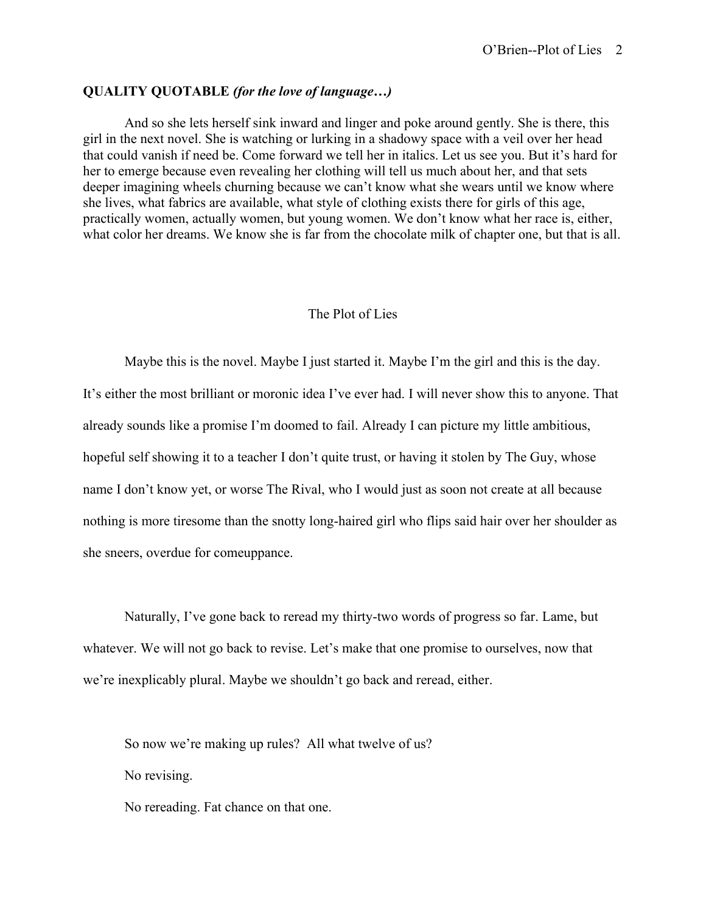**QUALITY QUOTABLE** ***(for the love of language…)***

And so she lets herself sink inward and linger and poke around gently. She is there, this girl in the next novel. She is watching or lurking in a shadowy space with a veil over her head that could vanish if need be. Come forward we tell her in italics. Let us see you. But it's hard for her to emerge because even revealing her clothing will tell us much about her, and that sets deeper imagining wheels churning because we can't know what she wears until we know where she lives, what fabrics are available, what style of clothing exists there for girls of this age, practically women, actually women, but young women. We don't know what her race is, either, what color her dreams. We know she is far from the chocolate milk of chapter one, but that is all.

## The Plot of Lies

Maybe this is the novel. Maybe I just started it. Maybe I'm the girl and this is the day. It's either the most brilliant or moronic idea I've ever had. I will never show this to anyone. That already sounds like a promise I'm doomed to fail. Already I can picture my little ambitious, hopeful self showing it to a teacher I don't quite trust, or having it stolen by The Guy, whose name I don't know yet, or worse The Rival, who I would just as soon not create at all because nothing is more tiresome than the snotty long-haired girl who flips said hair over her shoulder as she sneers, overdue for comeuppance.

Naturally, I've gone back to reread my thirty-two words of progress so far. Lame, but whatever. We will not go back to revise. Let's make that one promise to ourselves, now that we're inexplicably plural. Maybe we shouldn't go back and reread, either.

So now we're making up rules? All what twelve of us?

No revising.

No rereading. Fat chance on that one.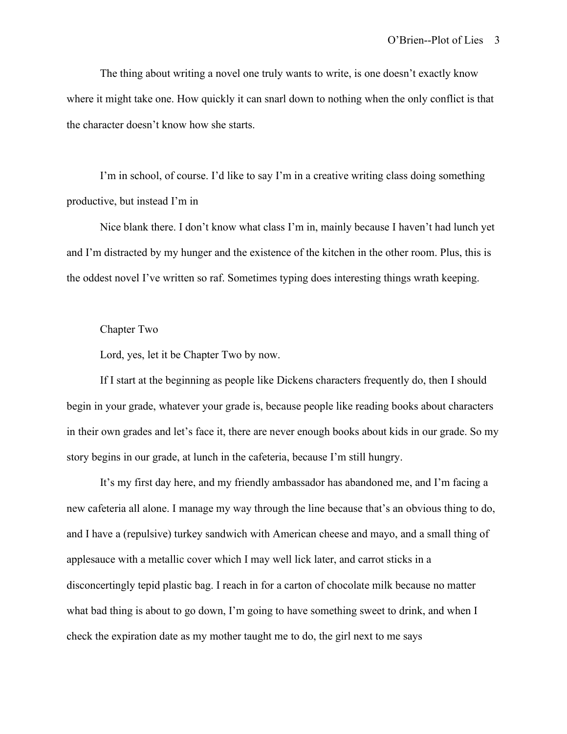The thing about writing a novel one truly wants to write, is one doesn't exactly know where it might take one. How quickly it can snarl down to nothing when the only conflict is that the character doesn't know how she starts.

I'm in school, of course. I'd like to say I'm in a creative writing class doing something productive, but instead I'm in

Nice blank there. I don't know what class I'm in, mainly because I haven't had lunch yet and I'm distracted by my hunger and the existence of the kitchen in the other room. Plus, this is the oddest novel I've written so raf. Sometimes typing does interesting things wrath keeping.

Chapter Two

Lord, yes, let it be Chapter Two by now.

If I start at the beginning as people like Dickens characters frequently do, then I should begin in your grade, whatever your grade is, because people like reading books about characters in their own grades and let's face it, there are never enough books about kids in our grade. So my story begins in our grade, at lunch in the cafeteria, because I'm still hungry.

It's my first day here, and my friendly ambassador has abandoned me, and I'm facing a new cafeteria all alone. I manage my way through the line because that's an obvious thing to do, and I have a (repulsive) turkey sandwich with American cheese and mayo, and a small thing of applesauce with a metallic cover which I may well lick later, and carrot sticks in a disconcertingly tepid plastic bag. I reach in for a carton of chocolate milk because no matter what bad thing is about to go down, I'm going to have something sweet to drink, and when I check the expiration date as my mother taught me to do, the girl next to me says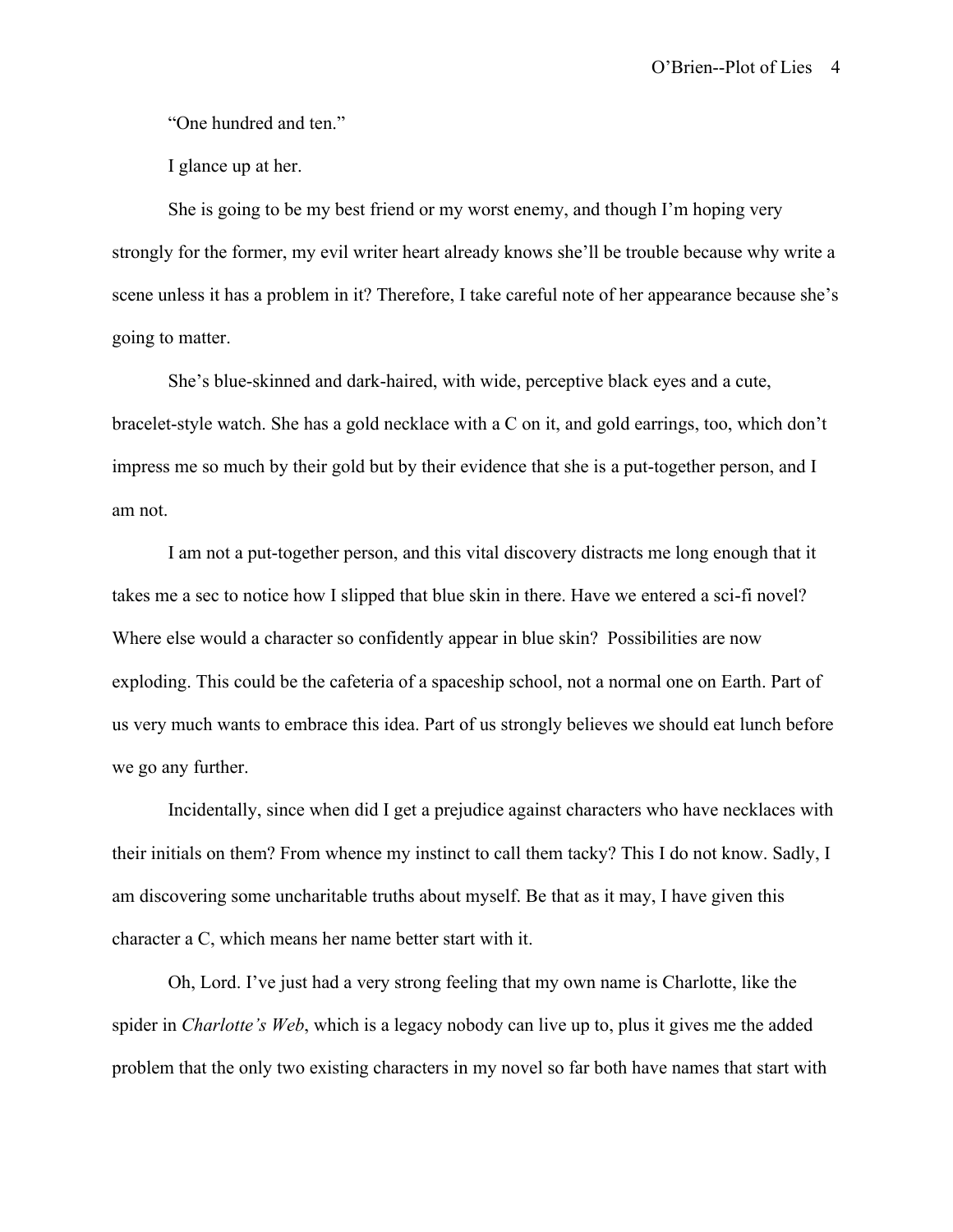"One hundred and ten."

I glance up at her.

She is going to be my best friend or my worst enemy, and though I'm hoping very strongly for the former, my evil writer heart already knows she'll be trouble because why write a scene unless it has a problem in it? Therefore, I take careful note of her appearance because she's going to matter.

She's blue-skinned and dark-haired, with wide, perceptive black eyes and a cute, bracelet-style watch. She has a gold necklace with a C on it, and gold earrings, too, which don't impress me so much by their gold but by their evidence that she is a put-together person, and I am not.

I am not a put-together person, and this vital discovery distracts me long enough that it takes me a sec to notice how I slipped that blue skin in there. Have we entered a sci-fi novel? Where else would a character so confidently appear in blue skin? Possibilities are now exploding. This could be the cafeteria of a spaceship school, not a normal one on Earth. Part of us very much wants to embrace this idea. Part of us strongly believes we should eat lunch before we go any further.

Incidentally, since when did I get a prejudice against characters who have necklaces with their initials on them? From whence my instinct to call them tacky? This I do not know. Sadly, I am discovering some uncharitable truths about myself. Be that as it may, I have given this character a C, which means her name better start with it.

Oh, Lord. I've just had a very strong feeling that my own name is Charlotte, like the spider in *Charlotte's Web*, which is a legacy nobody can live up to, plus it gives me the added problem that the only two existing characters in my novel so far both have names that start with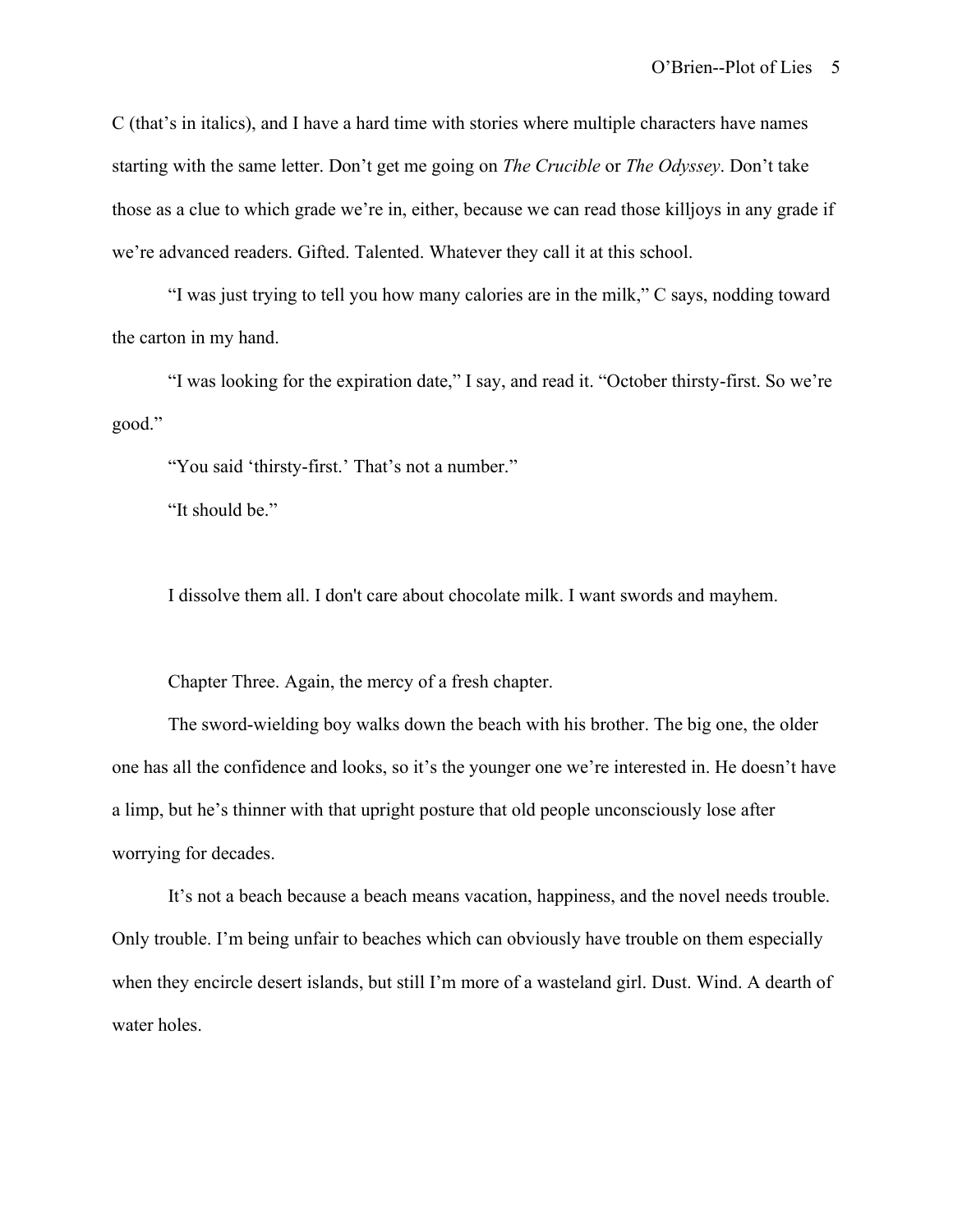C (that's in italics), and I have a hard time with stories where multiple characters have names starting with the same letter. Don't get me going on *The Crucible* or *The Odyssey*. Don't take those as a clue to which grade we're in, either, because we can read those killjoys in any grade if we're advanced readers. Gifted. Talented. Whatever they call it at this school.

"I was just trying to tell you how many calories are in the milk," C says, nodding toward the carton in my hand.

"I was looking for the expiration date," I say, and read it. "October thirsty-first. So we're good."

"You said 'thirsty-first.' That's not a number."

"It should be."

I dissolve them all. I don't care about chocolate milk. I want swords and mayhem.

Chapter Three. Again, the mercy of a fresh chapter.

The sword-wielding boy walks down the beach with his brother. The big one, the older one has all the confidence and looks, so it's the younger one we're interested in. He doesn't have a limp, but he's thinner with that upright posture that old people unconsciously lose after worrying for decades.

It's not a beach because a beach means vacation, happiness, and the novel needs trouble. Only trouble. I'm being unfair to beaches which can obviously have trouble on them especially when they encircle desert islands, but still I'm more of a wasteland girl. Dust. Wind. A dearth of water holes.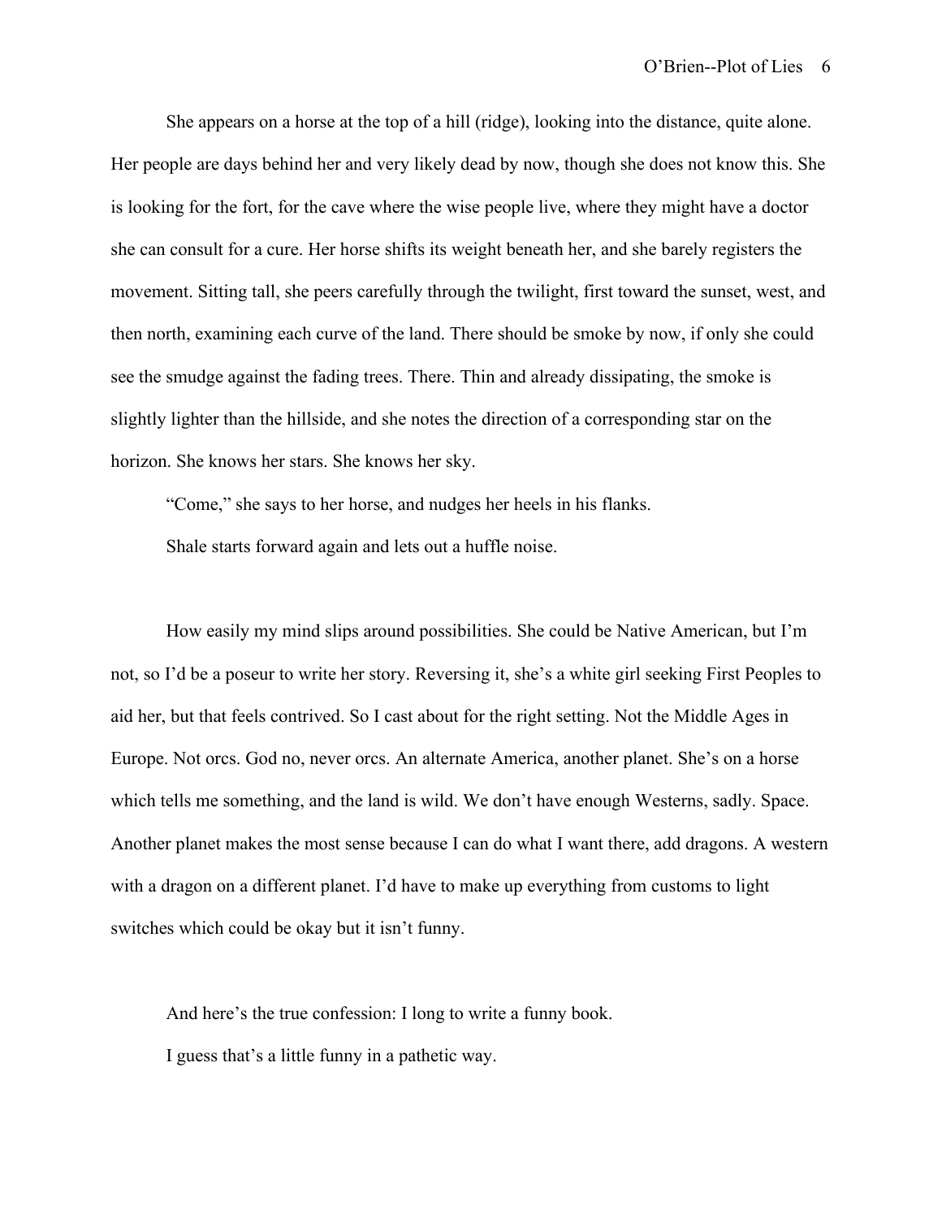She appears on a horse at the top of a hill (ridge), looking into the distance, quite alone. Her people are days behind her and very likely dead by now, though she does not know this. She is looking for the fort, for the cave where the wise people live, where they might have a doctor she can consult for a cure. Her horse shifts its weight beneath her, and she barely registers the movement. Sitting tall, she peers carefully through the twilight, first toward the sunset, west, and then north, examining each curve of the land. There should be smoke by now, if only she could see the smudge against the fading trees. There. Thin and already dissipating, the smoke is slightly lighter than the hillside, and she notes the direction of a corresponding star on the horizon. She knows her stars. She knows her sky.

"Come," she says to her horse, and nudges her heels in his flanks.

Shale starts forward again and lets out a huffle noise.

How easily my mind slips around possibilities. She could be Native American, but I'm not, so I'd be a poseur to write her story. Reversing it, she's a white girl seeking First Peoples to aid her, but that feels contrived. So I cast about for the right setting. Not the Middle Ages in Europe. Not orcs. God no, never orcs. An alternate America, another planet. She's on a horse which tells me something, and the land is wild. We don't have enough Westerns, sadly. Space. Another planet makes the most sense because I can do what I want there, add dragons. A western with a dragon on a different planet. I'd have to make up everything from customs to light switches which could be okay but it isn't funny.

And here's the true confession: I long to write a funny book.

I guess that's a little funny in a pathetic way.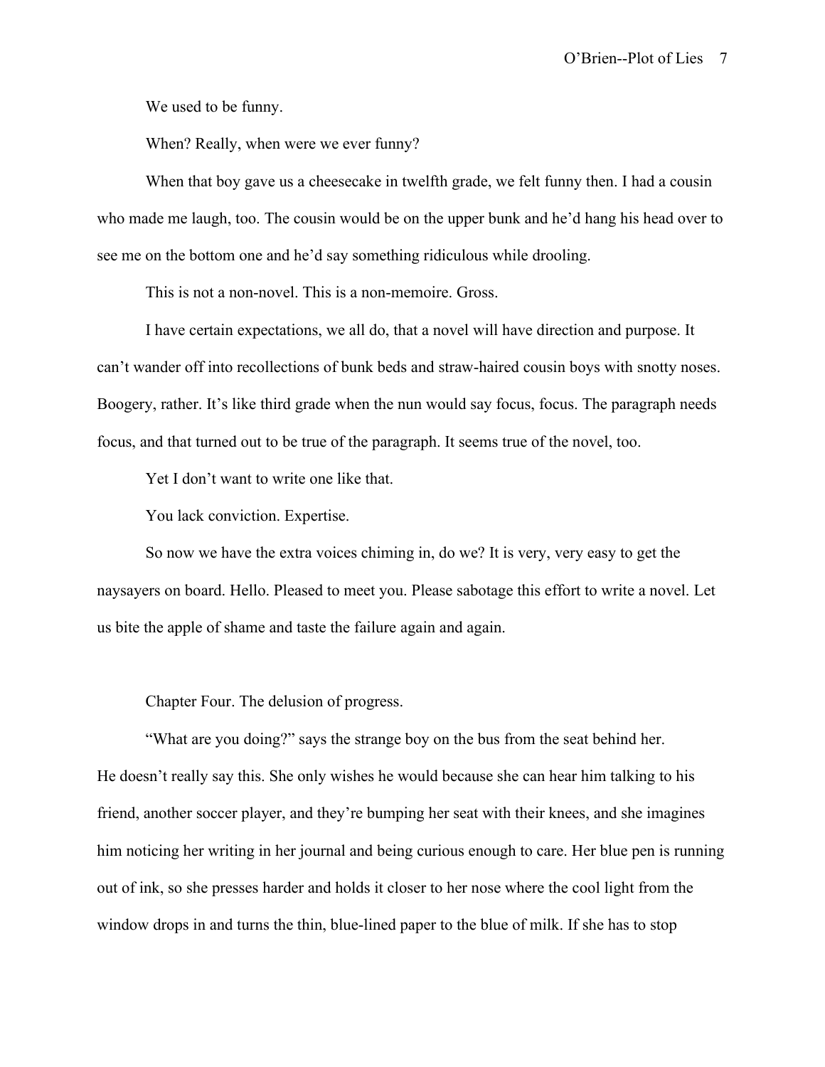We used to be funny.

When? Really, when were we ever funny?

When that boy gave us a cheesecake in twelfth grade, we felt funny then. I had a cousin who made me laugh, too. The cousin would be on the upper bunk and he'd hang his head over to see me on the bottom one and he'd say something ridiculous while drooling.

This is not a non-novel. This is a non-memoire. Gross.

I have certain expectations, we all do, that a novel will have direction and purpose. It can't wander off into recollections of bunk beds and straw-haired cousin boys with snotty noses. Boogery, rather. It's like third grade when the nun would say focus, focus. The paragraph needs focus, and that turned out to be true of the paragraph. It seems true of the novel, too.

Yet I don't want to write one like that.

You lack conviction. Expertise.

So now we have the extra voices chiming in, do we? It is very, very easy to get the naysayers on board. Hello. Pleased to meet you. Please sabotage this effort to write a novel. Let us bite the apple of shame and taste the failure again and again.

Chapter Four. The delusion of progress.

"What are you doing?" says the strange boy on the bus from the seat behind her. He doesn't really say this. She only wishes he would because she can hear him talking to his friend, another soccer player, and they're bumping her seat with their knees, and she imagines him noticing her writing in her journal and being curious enough to care. Her blue pen is running out of ink, so she presses harder and holds it closer to her nose where the cool light from the window drops in and turns the thin, blue-lined paper to the blue of milk. If she has to stop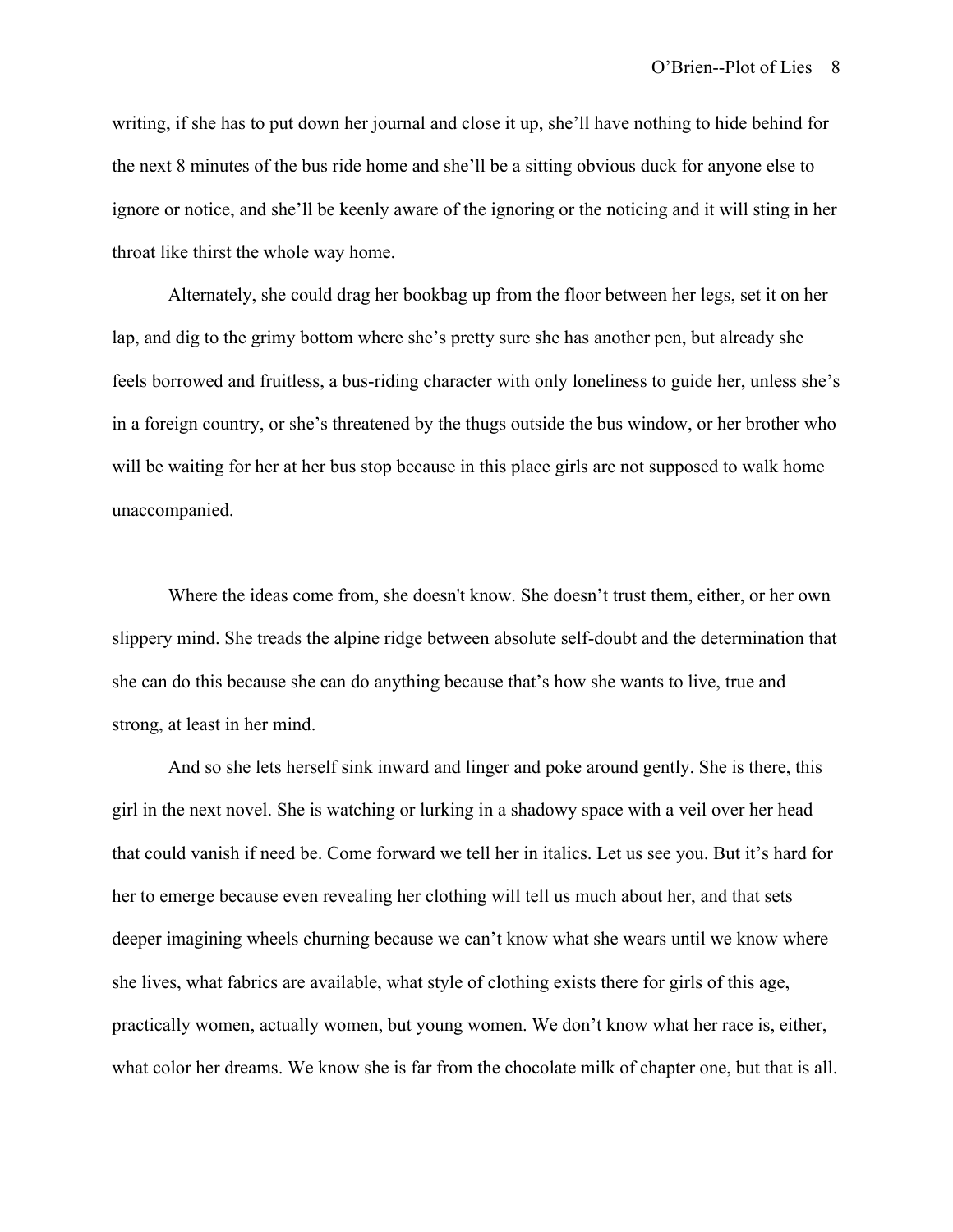writing, if she has to put down her journal and close it up, she'll have nothing to hide behind for the next 8 minutes of the bus ride home and she'll be a sitting obvious duck for anyone else to ignore or notice, and she'll be keenly aware of the ignoring or the noticing and it will sting in her throat like thirst the whole way home.

Alternately, she could drag her bookbag up from the floor between her legs, set it on her lap, and dig to the grimy bottom where she's pretty sure she has another pen, but already she feels borrowed and fruitless, a bus-riding character with only loneliness to guide her, unless she's in a foreign country, or she's threatened by the thugs outside the bus window, or her brother who will be waiting for her at her bus stop because in this place girls are not supposed to walk home unaccompanied.

Where the ideas come from, she doesn't know. She doesn't trust them, either, or her own slippery mind. She treads the alpine ridge between absolute self-doubt and the determination that she can do this because she can do anything because that's how she wants to live, true and strong, at least in her mind.

And so she lets herself sink inward and linger and poke around gently. She is there, this girl in the next novel. She is watching or lurking in a shadowy space with a veil over her head that could vanish if need be. Come forward we tell her in italics. Let us see you. But it's hard for her to emerge because even revealing her clothing will tell us much about her, and that sets deeper imagining wheels churning because we can't know what she wears until we know where she lives, what fabrics are available, what style of clothing exists there for girls of this age, practically women, actually women, but young women. We don't know what her race is, either, what color her dreams. We know she is far from the chocolate milk of chapter one, but that is all.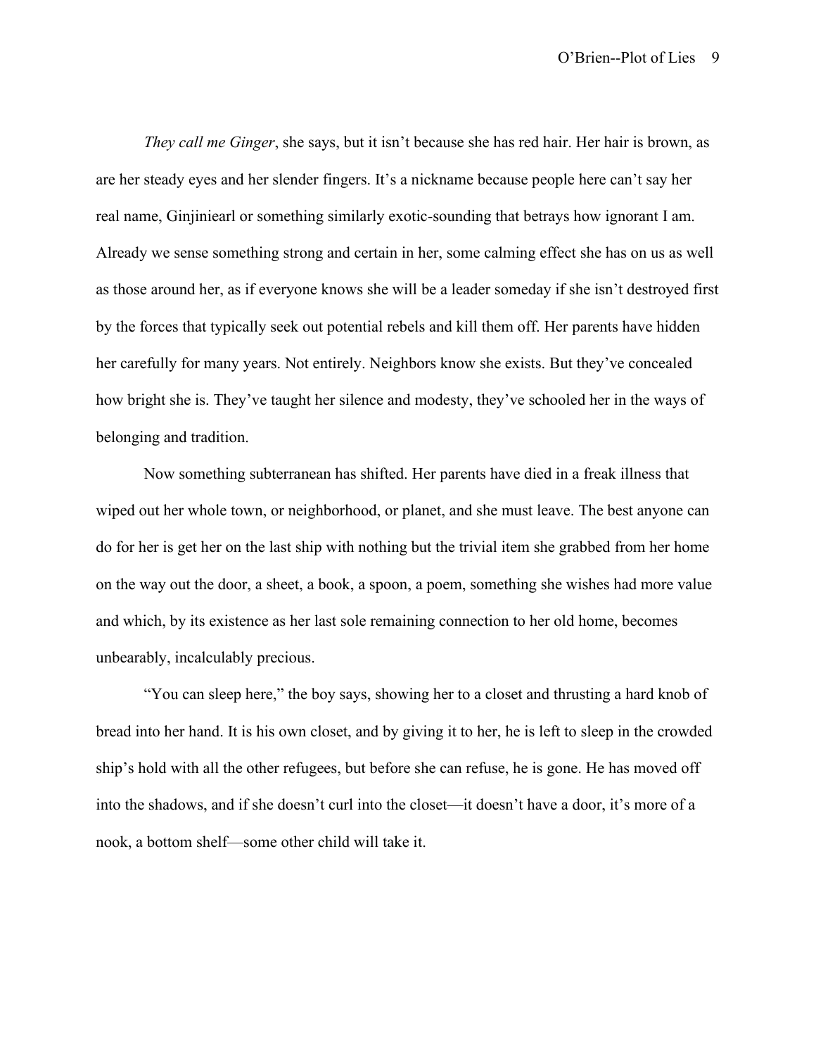*They call me Ginger*, she says, but it isn't because she has red hair. Her hair is brown, as are her steady eyes and her slender fingers. It's a nickname because people here can't say her real name, Ginjiniearl or something similarly exotic-sounding that betrays how ignorant I am. Already we sense something strong and certain in her, some calming effect she has on us as well as those around her, as if everyone knows she will be a leader someday if she isn't destroyed first by the forces that typically seek out potential rebels and kill them off. Her parents have hidden her carefully for many years. Not entirely. Neighbors know she exists. But they've concealed how bright she is. They've taught her silence and modesty, they've schooled her in the ways of belonging and tradition.

Now something subterranean has shifted. Her parents have died in a freak illness that wiped out her whole town, or neighborhood, or planet, and she must leave. The best anyone can do for her is get her on the last ship with nothing but the trivial item she grabbed from her home on the way out the door, a sheet, a book, a spoon, a poem, something she wishes had more value and which, by its existence as her last sole remaining connection to her old home, becomes unbearably, incalculably precious.

"You can sleep here," the boy says, showing her to a closet and thrusting a hard knob of bread into her hand. It is his own closet, and by giving it to her, he is left to sleep in the crowded ship's hold with all the other refugees, but before she can refuse, he is gone. He has moved off into the shadows, and if she doesn't curl into the closet—it doesn't have a door, it's more of a nook, a bottom shelf—some other child will take it.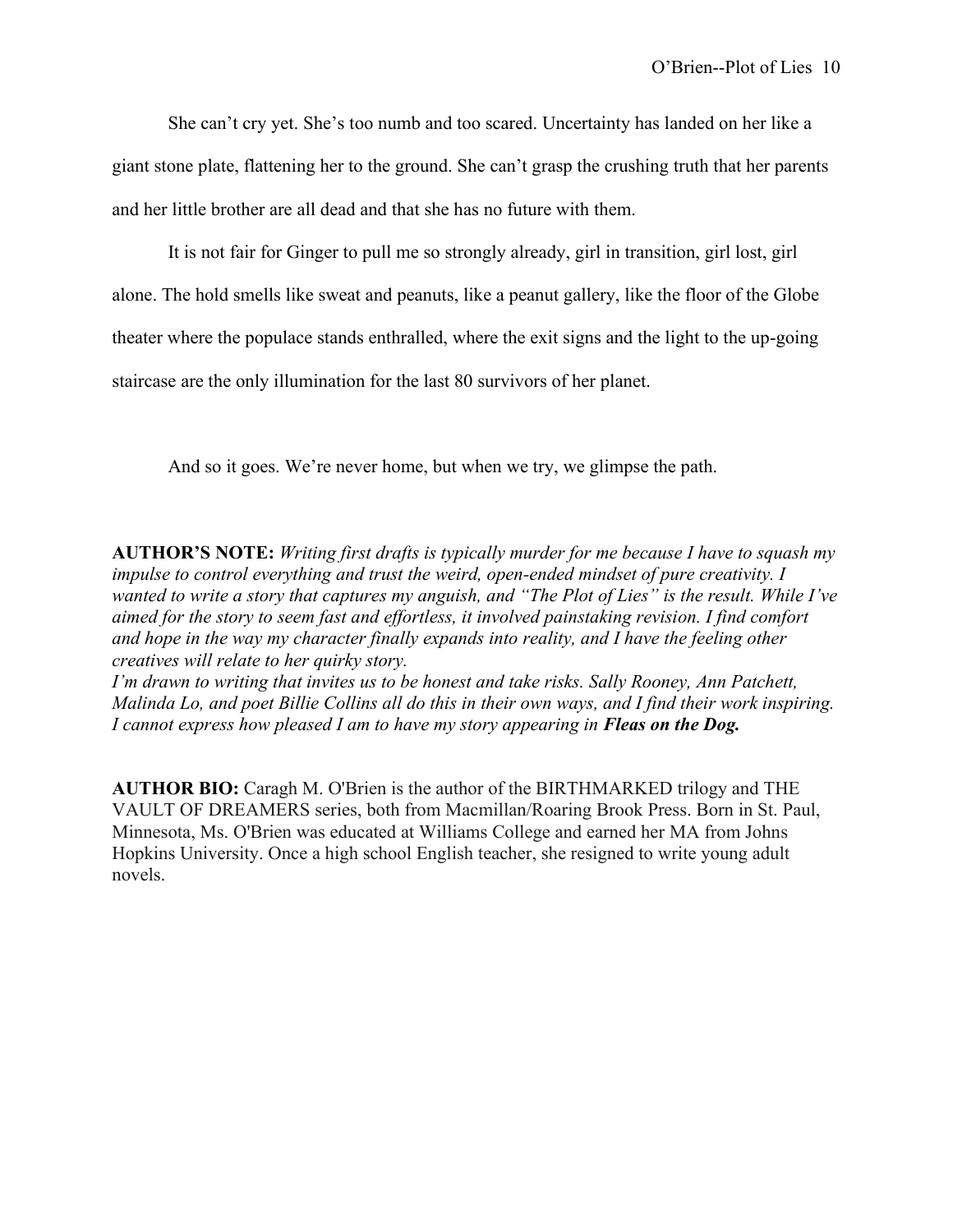She can't cry yet. She's too numb and too scared. Uncertainty has landed on her like a giant stone plate, flattening her to the ground. She can't grasp the crushing truth that her parents and her little brother are all dead and that she has no future with them.

It is not fair for Ginger to pull me so strongly already, girl in transition, girl lost, girl alone. The hold smells like sweat and peanuts, like a peanut gallery, like the floor of the Globe theater where the populace stands enthralled, where the exit signs and the light to the up-going staircase are the only illumination for the last 80 survivors of her planet.

And so it goes. We're never home, but when we try, we glimpse the path.

**AUTHOR'S NOTE:** *Writing first drafts is typically murder for me because I have to squash my impulse to control everything and trust the weird, open-ended mindset of pure creativity. I wanted to write a story that captures my anguish, and "The Plot of Lies" is the result. While I've aimed for the story to seem fast and effortless, it involved painstaking revision. I find comfort and hope in the way my character finally expands into reality, and I have the feeling other creatives will relate to her quirky story.*
*I'm drawn to writing that invites us to be honest and take risks. Sally Rooney, Ann Patchett, Malinda Lo, and poet Billie Collins all do this in their own ways, and I find their work inspiring. I cannot express how pleased I am to have my story appearing in* ***Fleas on the Dog.***

**AUTHOR BIO:** Caragh M. O'Brien is the author of the BIRTHMARKED trilogy and THE VAULT OF DREAMERS series, both from Macmillan/Roaring Brook Press. Born in St. Paul, Minnesota, Ms. O'Brien was educated at Williams College and earned her MA from Johns Hopkins University. Once a high school English teacher, she resigned to write young adult novels.